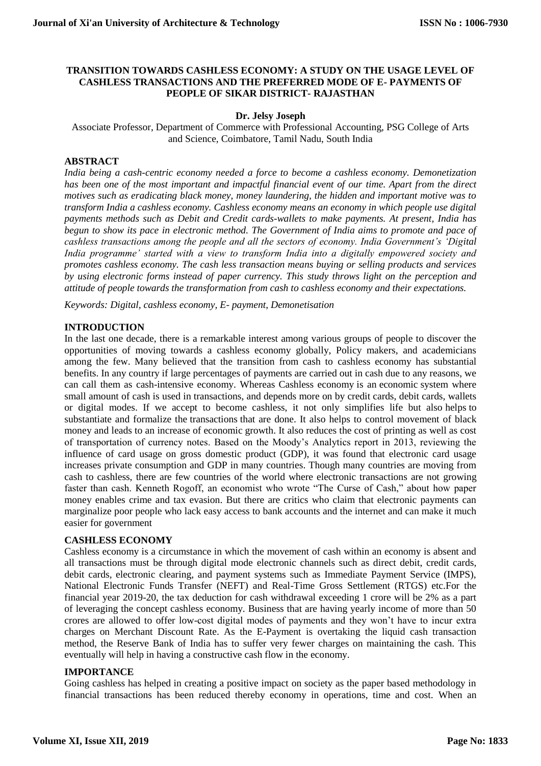# TRANSITION TOWARDS CASHLESS ECONOMY: A STUDY ON THE USAGE LEVEL OF CASHLESS TRANSACTIONS AND THE PREFERRED MODE OF E- PAYMENTS OF PEOPLE OF SIKAR DISTRICT- RAJASTHAN

**Dr. Jelsy Joseph**

Associate Professor, Department of Commerce with Professional Accounting, PSG College of Arts and Science, Coimbatore, Tamil Nadu, South India

## ABSTRACT

*India being a cash-centric economy needed a force to become a cashless economy. Demonetization has been one of the most important and impactful financial event of our time. Apart from the direct motives such as eradicating black money, money laundering, the hidden and important motive was to transform India a cashless economy. Cashless economy means an economy in which people use digital payments methods such as Debit and Credit cards-wallets to make payments. At present, India has begun to show its pace in electronic method. The Government of India aims to promote and pace of cashless transactions among the people and all the sectors of economy. India Government's 'Digital India programme' started with a view to transform India into a digitally empowered society and promotes cashless economy. The cash less transaction means buying or selling products and services by using electronic forms instead of paper currency. This study throws light on the perception and attitude of people towards the transformation from cash to cashless economy and their expectations.*

*Keywords: Digital, cashless economy, E- payment, Demonetisation*

## INTRODUCTION

In the last one decade, there is a remarkable interest among various groups of people to discover the opportunities of moving towards a cashless economy globally, Policy makers, and academicians among the few. Many believed that the transition from cash to cashless economy has substantial benefits. In any country if large percentages of payments are carried out in cash due to any reasons, we can call them as cash-intensive economy. Whereas Cashless economy is an economic system where small amount of cash is used in transactions, and depends more on by credit cards, debit cards, wallets or digital modes. If we accept to become cashless, it not only simplifies life but also helps to substantiate and formalize the transactions that are done. It also helps to control movement of black money and leads to an increase of economic growth. It also reduces the cost of printing as well as cost of transportation of currency notes. Based on the Moody's Analytics report in 2013, reviewing the influence of card usage on gross domestic product (GDP), it was found that electronic card usage increases private consumption and GDP in many countries. Though many countries are moving from cash to cashless, there are few countries of the world where electronic transactions are not growing faster than cash. Kenneth Rogoff, an economist who wrote "The Curse of Cash," about how paper money enables crime and tax evasion. But there are critics who claim that electronic payments can marginalize poor people who lack easy access to bank accounts and the internet and can make it much easier for government

## CASHLESS ECONOMY

Cashless economy is a circumstance in which the movement of cash within an economy is absent and all transactions must be through digital mode electronic channels such as direct debit, credit cards, debit cards, electronic clearing, and payment systems such as Immediate Payment Service (IMPS), National Electronic Funds Transfer (NEFT) and Real-Time Gross Settlement (RTGS) etc.For the financial year 2019-20, the tax deduction for cash withdrawal exceeding 1 crore will be 2% as a part of leveraging the concept cashless economy. Business that are having yearly income of more than 50 crores are allowed to offer low-cost digital modes of payments and they won't have to incur extra charges on Merchant Discount Rate. As the E-Payment is overtaking the liquid cash transaction method, the Reserve Bank of India has to suffer very fewer charges on maintaining the cash. This eventually will help in having a constructive cash flow in the economy.

## IMPORTANCE

Going cashless has helped in creating a positive impact on society as the paper based methodology in financial transactions has been reduced thereby economy in operations, time and cost. When an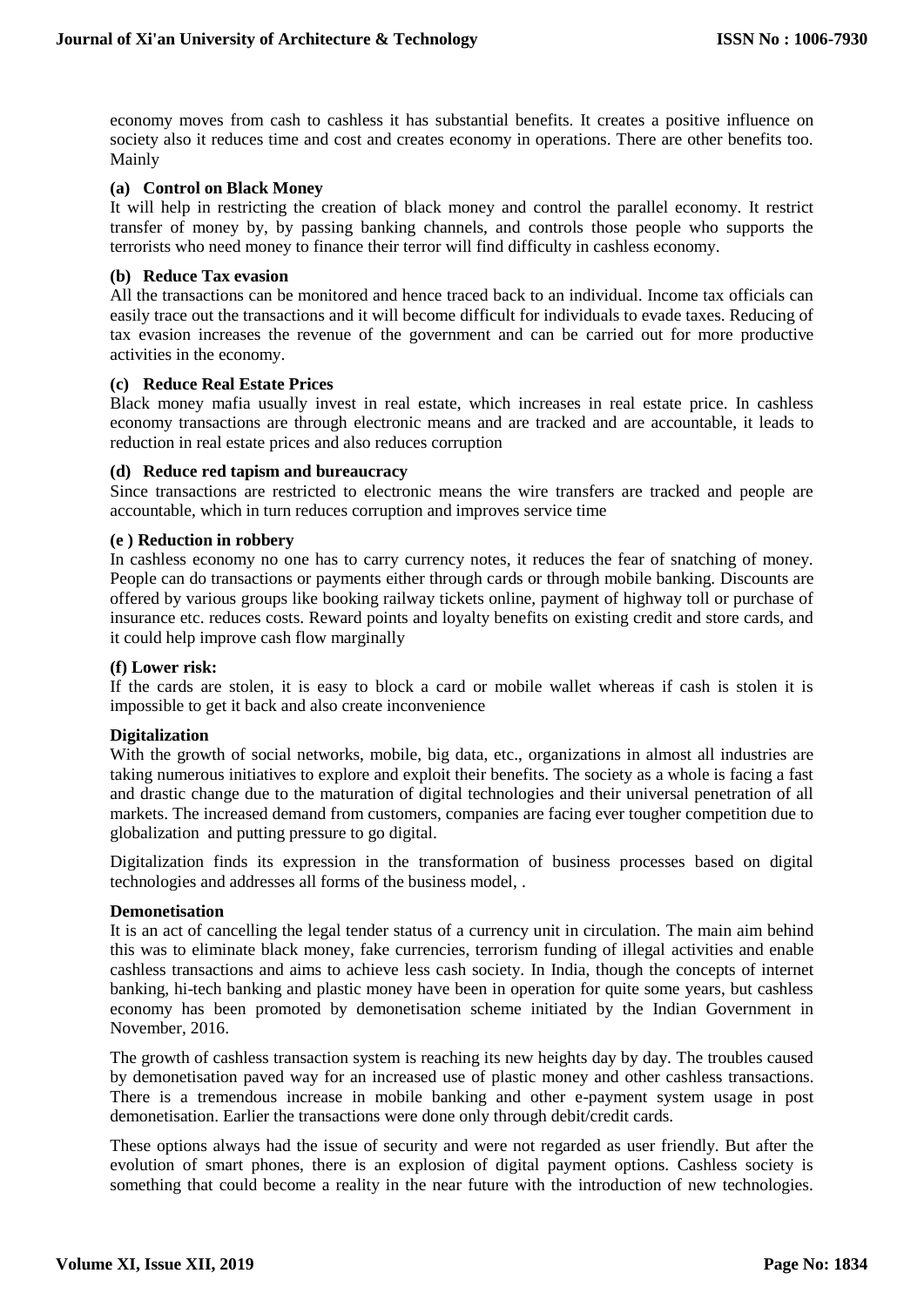economy moves from cash to cashless it has substantial benefits. It creates a positive influence on society also it reduces time and cost and creates economy in operations. There are other benefits too. Mainly

**(a) Control on Black Money**

It will help in restricting the creation of black money and control the parallel economy. It restrict transfer of money by, by passing banking channels, and controls those people who supports the terrorists who need money to finance their terror will find difficulty in cashless economy.

**(b) Reduce Tax evasion**

All the transactions can be monitored and hence traced back to an individual. Income tax officials can easily trace out the transactions and it will become difficult for individuals to evade taxes. Reducing of tax evasion increases the revenue of the government and can be carried out for more productive activities in the economy.

**(c) Reduce Real Estate Prices**

Black money mafia usually invest in real estate, which increases in real estate price. In cashless economy transactions are through electronic means and are tracked and are accountable, it leads to reduction in real estate prices and also reduces corruption

**(d) Reduce red tapism and bureaucracy**

Since transactions are restricted to electronic means the wire transfers are tracked and people are accountable, which in turn reduces corruption and improves service time

**(e ) Reduction in robbery**

In cashless economy no one has to carry currency notes, it reduces the fear of snatching of money. People can do transactions or payments either through cards or through mobile banking. Discounts are offered by various groups like booking railway tickets online, payment of highway toll or purchase of insurance etc. reduces costs. Reward points and loyalty benefits on existing credit and store cards, and it could help improve cash flow marginally

**(f) Lower risk:**

If the cards are stolen, it is easy to block a card or mobile wallet whereas if cash is stolen it is impossible to get it back and also create inconvenience

**Digitalization**

With the growth of social networks, mobile, big data, etc., organizations in almost all industries are taking numerous initiatives to explore and exploit their benefits. The society as a whole is facing a fast and drastic change due to the maturation of digital technologies and their universal penetration of all markets. The increased demand from customers, companies are facing ever tougher competition due to globalization and putting pressure to go digital.

Digitalization finds its expression in the transformation of business processes based on digital technologies and addresses all forms of the business model, .

**Demonetisation**

It is an act of cancelling the legal tender status of a currency unit in circulation. The main aim behind this was to eliminate black money, fake currencies, terrorism funding of illegal activities and enable cashless transactions and aims to achieve less cash society. In India, though the concepts of internet banking, hi-tech banking and plastic money have been in operation for quite some years, but cashless economy has been promoted by demonetisation scheme initiated by the Indian Government in November, 2016.

The growth of cashless transaction system is reaching its new heights day by day. The troubles caused by demonetisation paved way for an increased use of plastic money and other cashless transactions. There is a tremendous increase in mobile banking and other e-payment system usage in post demonetisation. Earlier the transactions were done only through debit/credit cards.

These options always had the issue of security and were not regarded as user friendly. But after the evolution of smart phones, there is an explosion of digital payment options. Cashless society is something that could become a reality in the near future with the introduction of new technologies.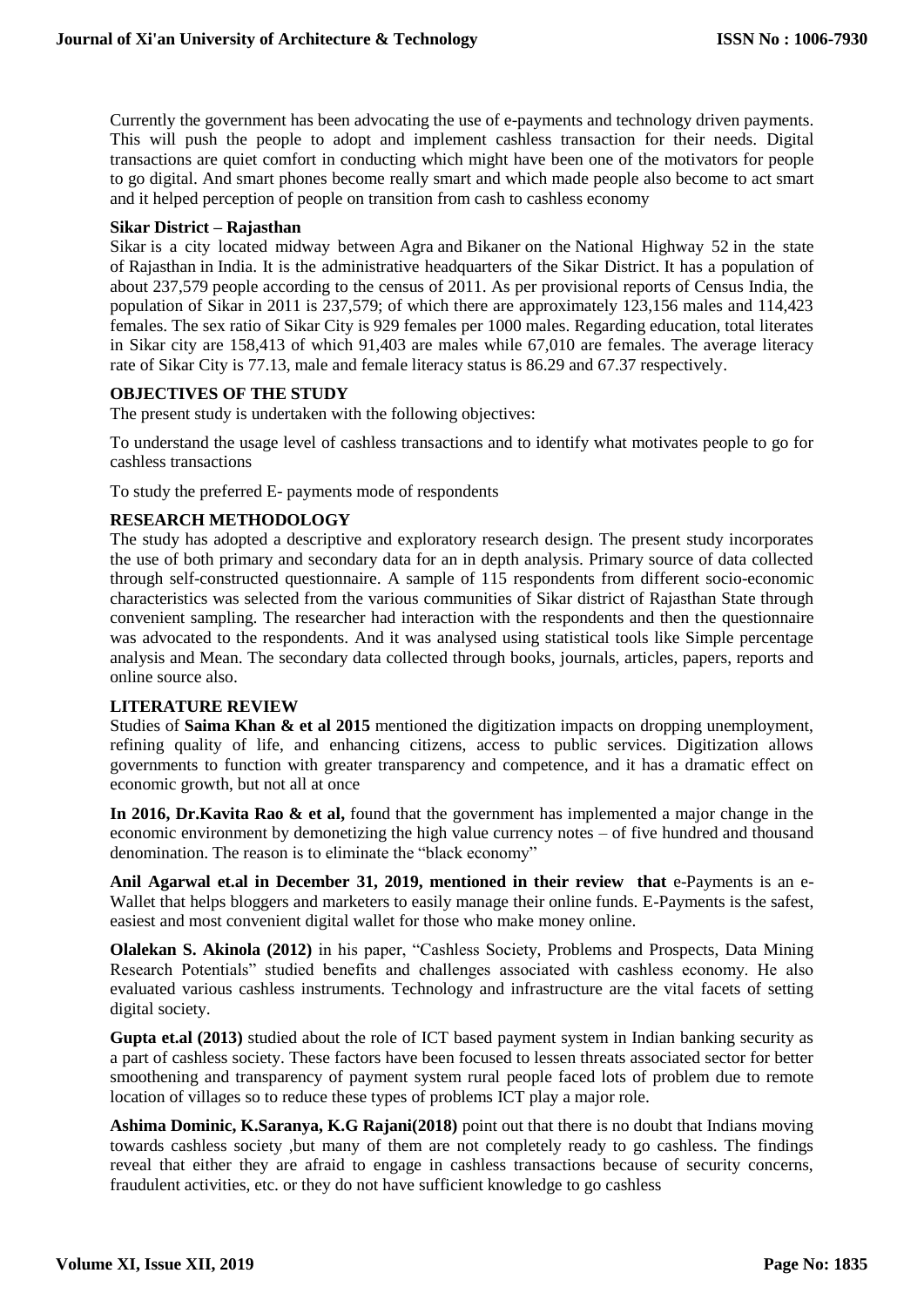Currently the government has been advocating the use of e-payments and technology driven payments. This will push the people to adopt and implement cashless transaction for their needs. Digital transactions are quiet comfort in conducting which might have been one of the motivators for people to go digital. And smart phones become really smart and which made people also become to act smart and it helped perception of people on transition from cash to cashless economy

**Sikar District – Rajasthan**

Sikar is a city located midway between Agra and Bikaner on the National Highway 52 in the state of Rajasthan in India. It is the administrative headquarters of the Sikar District. It has a population of about 237,579 people according to the census of 2011. As per provisional reports of Census India, the population of Sikar in 2011 is 237,579; of which there are approximately 123,156 males and 114,423 females. The sex ratio of Sikar City is 929 females per 1000 males. Regarding education, total literates in Sikar city are 158,413 of which 91,403 are males while 67,010 are females. The average literacy rate of Sikar City is 77.13, male and female literacy status is 86.29 and 67.37 respectively.

## OBJECTIVES OF THE STUDY

The present study is undertaken with the following objectives:

To understand the usage level of cashless transactions and to identify what motivates people to go for cashless transactions

To study the preferred E- payments mode of respondents

## RESEARCH METHODOLOGY

The study has adopted a descriptive and exploratory research design. The present study incorporates the use of both primary and secondary data for an in depth analysis. Primary source of data collected through self-constructed questionnaire. A sample of 115 respondents from different socio-economic characteristics was selected from the various communities of Sikar district of Rajasthan State through convenient sampling. The researcher had interaction with the respondents and then the questionnaire was advocated to the respondents. And it was analysed using statistical tools like Simple percentage analysis and Mean. The secondary data collected through books, journals, articles, papers, reports and online source also.

## LITERATURE REVIEW

Studies of **Saima Khan & et al 2015** mentioned the digitization impacts on dropping unemployment, refining quality of life, and enhancing citizens, access to public services. Digitization allows governments to function with greater transparency and competence, and it has a dramatic effect on economic growth, but not all at once

**In 2016, Dr.Kavita Rao & et al,** found that the government has implemented a major change in the economic environment by demonetizing the high value currency notes – of five hundred and thousand denomination. The reason is to eliminate the "black economy"

**Anil Agarwal et.al in December 31, 2019, mentioned in their review that** e-Payments is an e-Wallet that helps bloggers and marketers to easily manage their online funds. E-Payments is the safest, easiest and most convenient digital wallet for those who make money online.

**Olalekan S. Akinola (2012)** in his paper, "Cashless Society, Problems and Prospects, Data Mining Research Potentials" studied benefits and challenges associated with cashless economy. He also evaluated various cashless instruments. Technology and infrastructure are the vital facets of setting digital society.

**Gupta et.al (2013)** studied about the role of ICT based payment system in Indian banking security as a part of cashless society. These factors have been focused to lessen threats associated sector for better smoothening and transparency of payment system rural people faced lots of problem due to remote location of villages so to reduce these types of problems ICT play a major role.

**Ashima Dominic, K.Saranya, K.G Rajani(2018)** point out that there is no doubt that Indians moving towards cashless society ,but many of them are not completely ready to go cashless. The findings reveal that either they are afraid to engage in cashless transactions because of security concerns, fraudulent activities, etc. or they do not have sufficient knowledge to go cashless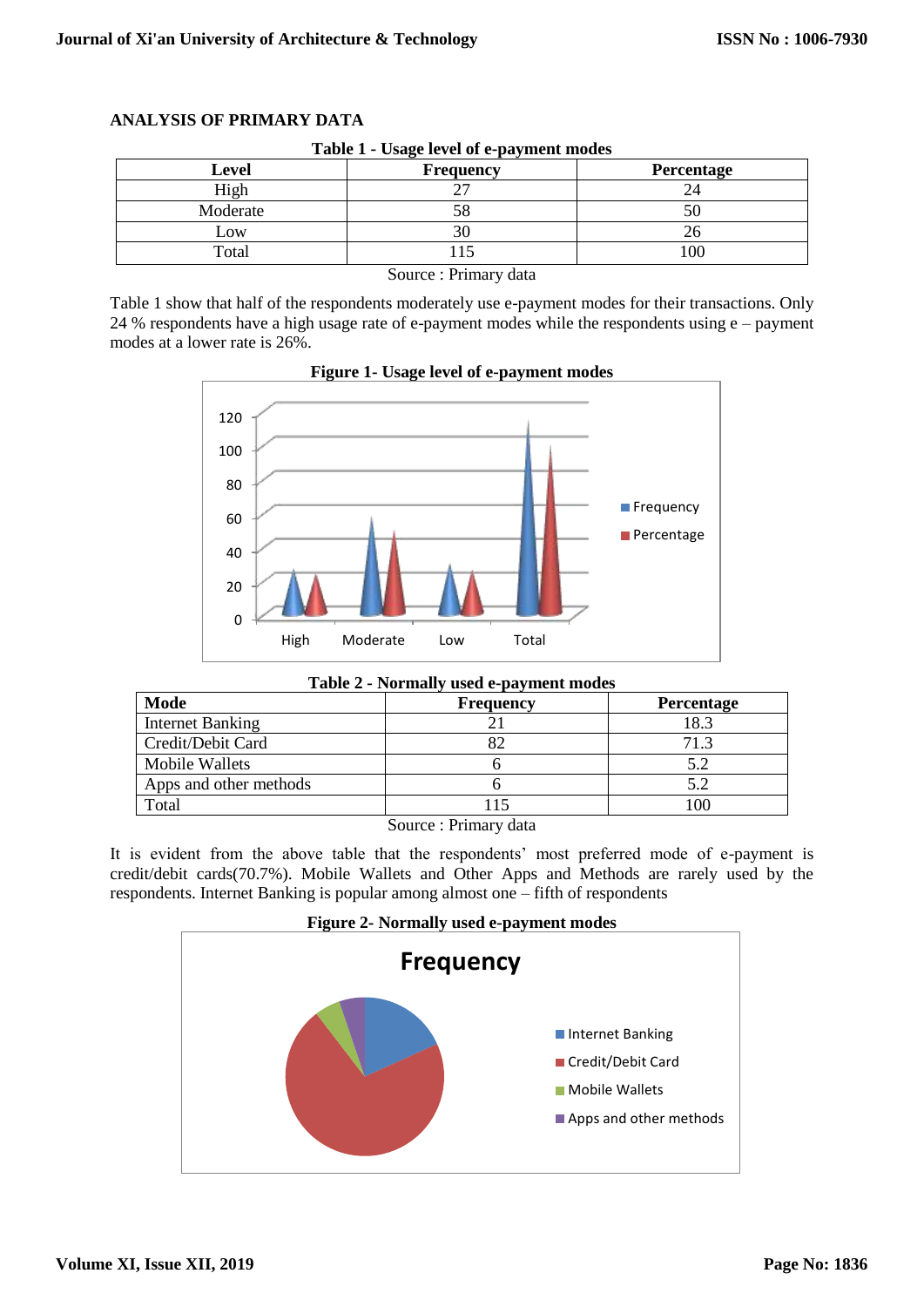## ANALYSIS OF PRIMARY DATA

**Table 1 - Usage level of e-payment modes**

| Level | Frequency | Percentage |
|---|---|---|
| High | 27 | 24 |
| Moderate | 58 | 50 |
| Low | 30 | 26 |
| Total | 115 | 100 |

Source : Primary data

Table 1 show that half of the respondents moderately use e-payment modes for their transactions. Only 24 % respondents have a high usage rate of e-payment modes while the respondents using e – payment modes at a lower rate is 26%.

**Figure 1- Usage level of e-payment modes**

**Table 2 - Normally used e-payment modes**

| Mode | Frequency | Percentage |
|---|---|---|
| Internet Banking | 21 | 18.3 |
| Credit/Debit Card | 82 | 71.3 |
| Mobile Wallets | 6 | 5.2 |
| Apps and other methods | 6 | 5.2 |
| Total | 115 | 100 |

Source : Primary data

It is evident from the above table that the respondents' most preferred mode of e-payment is credit/debit cards(70.7%). Mobile Wallets and Other Apps and Methods are rarely used by the respondents. Internet Banking is popular among almost one – fifth of respondents

**Figure 2- Normally used e-payment modes**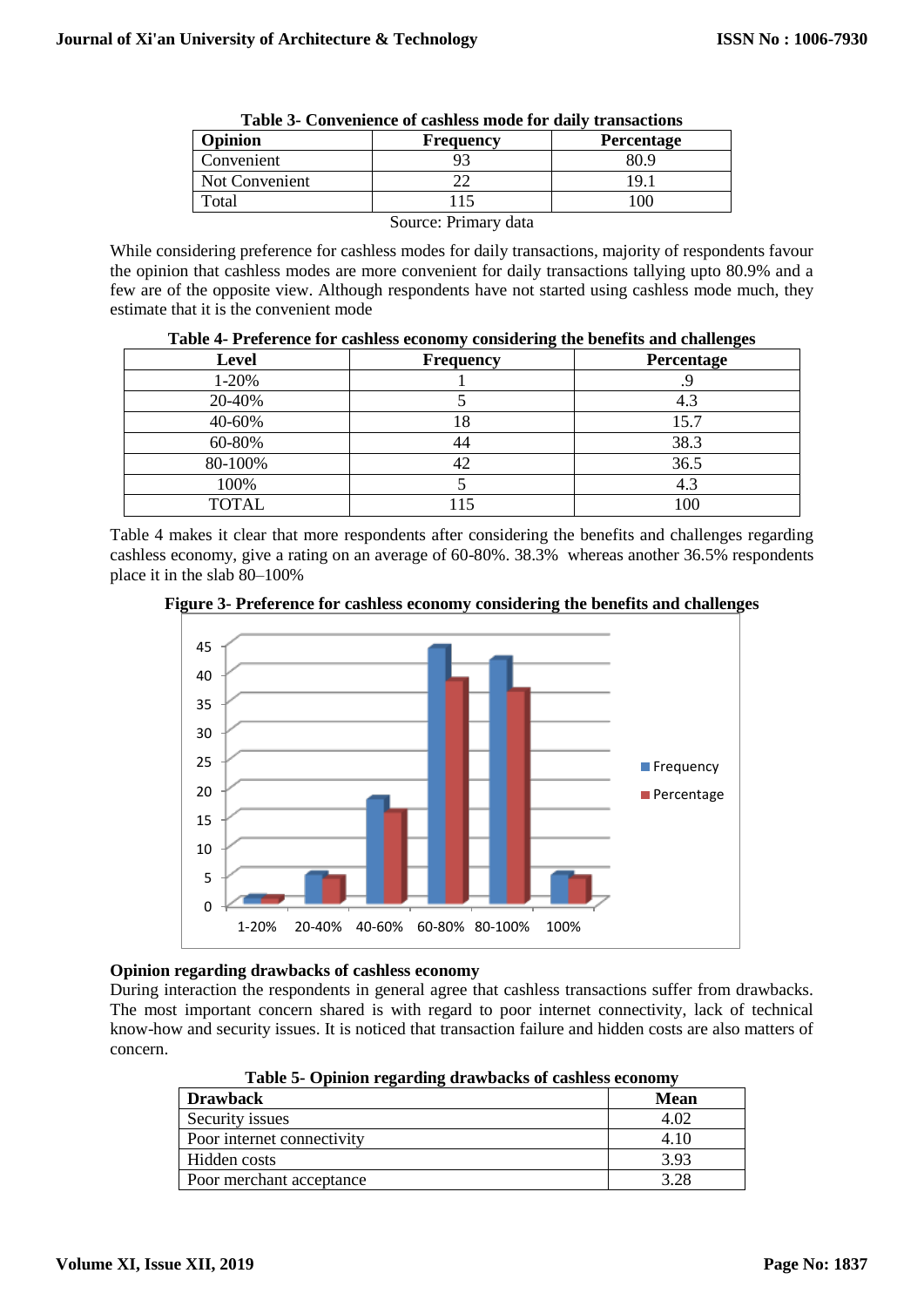**Table 3- Convenience of cashless mode for daily transactions**

| Opinion | Frequency | Percentage |
|---|---|---|
| Convenient | 93 | 80.9 |
| Not Convenient | 22 | 19.1 |
| Total | 115 | 100 |

Source: Primary data

While considering preference for cashless modes for daily transactions, majority of respondents favour the opinion that cashless modes are more convenient for daily transactions tallying upto 80.9% and a few are of the opposite view. Although respondents have not started using cashless mode much, they estimate that it is the convenient mode

**Table 4- Preference for cashless economy considering the benefits and challenges**

| Level | Frequency | Percentage |
|---|---|---|
| 1-20% | 1 | .9 |
| 20-40% | 5 | 4.3 |
| 40-60% | 18 | 15.7 |
| 60-80% | 44 | 38.3 |
| 80-100% | 42 | 36.5 |
| 100% | 5 | 4.3 |
| TOTAL | 115 | 100 |

Table 4 makes it clear that more respondents after considering the benefits and challenges regarding cashless economy, give a rating on an average of 60-80%. 38.3% whereas another 36.5% respondents place it in the slab 80–100%

**Figure 3- Preference for cashless economy considering the benefits and challenges**

### Opinion regarding drawbacks of cashless economy

During interaction the respondents in general agree that cashless transactions suffer from drawbacks. The most important concern shared is with regard to poor internet connectivity, lack of technical know-how and security issues. It is noticed that transaction failure and hidden costs are also matters of concern.

**Table 5- Opinion regarding drawbacks of cashless economy**

| Drawback | Mean |
|---|---|
| Security issues | 4.02 |
| Poor internet connectivity | 4.10 |
| Hidden costs | 3.93 |
| Poor merchant acceptance | 3.28 |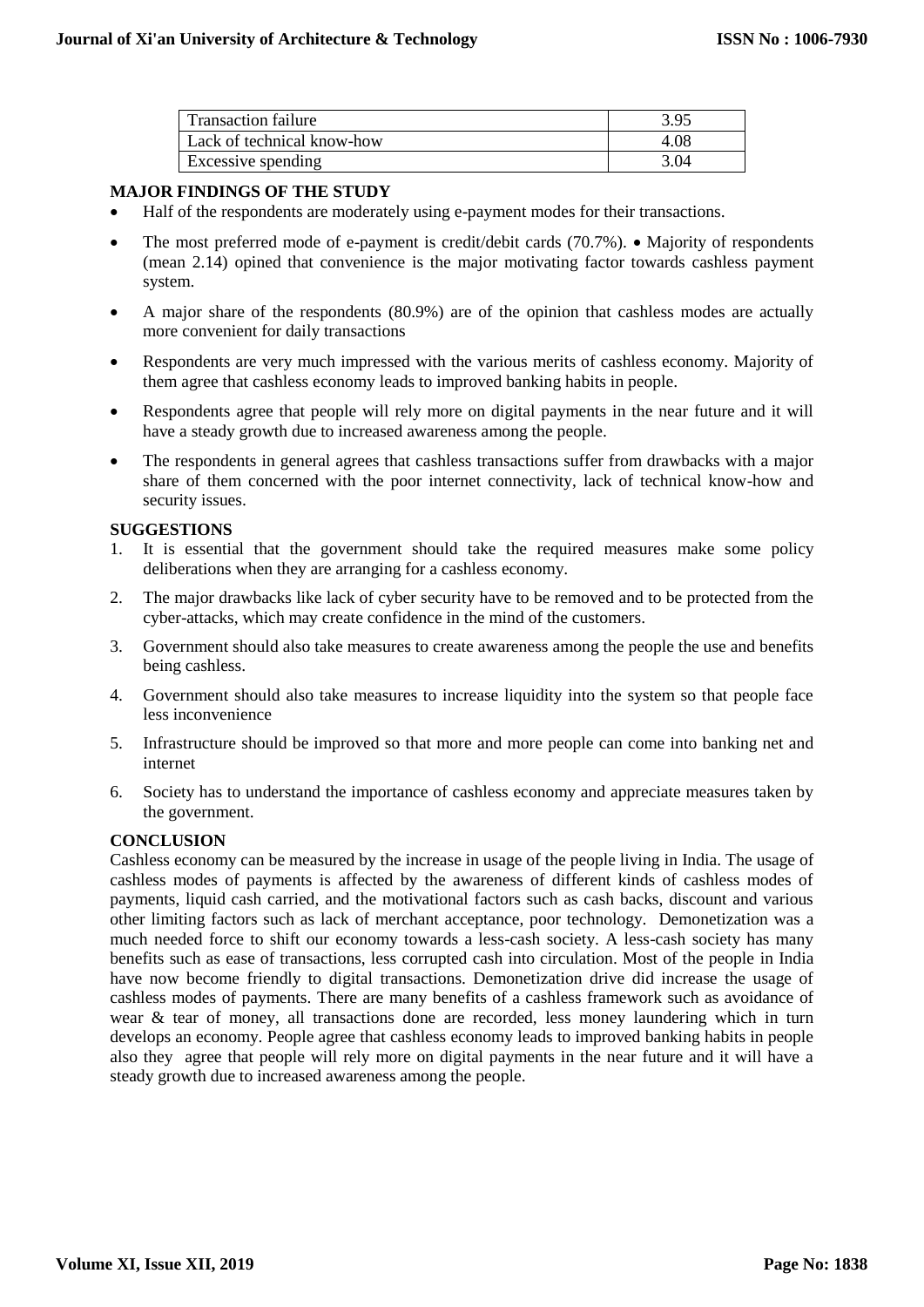| Transaction failure | 3.95 |
|---|---|
| Lack of technical know-how | 4.08 |
| Excessive spending | 3.04 |

**MAJOR FINDINGS OF THE STUDY**

- Half of the respondents are moderately using e-payment modes for their transactions.
- The most preferred mode of e-payment is credit/debit cards (70.7%). • Majority of respondents (mean 2.14) opined that convenience is the major motivating factor towards cashless payment system.
- A major share of the respondents (80.9%) are of the opinion that cashless modes are actually more convenient for daily transactions
- Respondents are very much impressed with the various merits of cashless economy. Majority of them agree that cashless economy leads to improved banking habits in people.
- Respondents agree that people will rely more on digital payments in the near future and it will have a steady growth due to increased awareness among the people.
- The respondents in general agrees that cashless transactions suffer from drawbacks with a major share of them concerned with the poor internet connectivity, lack of technical know-how and security issues.

**SUGGESTIONS**

1. It is essential that the government should take the required measures make some policy deliberations when they are arranging for a cashless economy.
2. The major drawbacks like lack of cyber security have to be removed and to be protected from the cyber-attacks, which may create confidence in the mind of the customers.
3. Government should also take measures to create awareness among the people the use and benefits being cashless.
4. Government should also take measures to increase liquidity into the system so that people face less inconvenience
5. Infrastructure should be improved so that more and more people can come into banking net and internet
6. Society has to understand the importance of cashless economy and appreciate measures taken by the government.

**CONCLUSION**

Cashless economy can be measured by the increase in usage of the people living in India. The usage of cashless modes of payments is affected by the awareness of different kinds of cashless modes of payments, liquid cash carried, and the motivational factors such as cash backs, discount and various other limiting factors such as lack of merchant acceptance, poor technology. Demonetization was a much needed force to shift our economy towards a less-cash society. A less-cash society has many benefits such as ease of transactions, less corrupted cash into circulation. Most of the people in India have now become friendly to digital transactions. Demonetization drive did increase the usage of cashless modes of payments. There are many benefits of a cashless framework such as avoidance of wear & tear of money, all transactions done are recorded, less money laundering which in turn develops an economy. People agree that cashless economy leads to improved banking habits in people also they agree that people will rely more on digital payments in the near future and it will have a steady growth due to increased awareness among the people.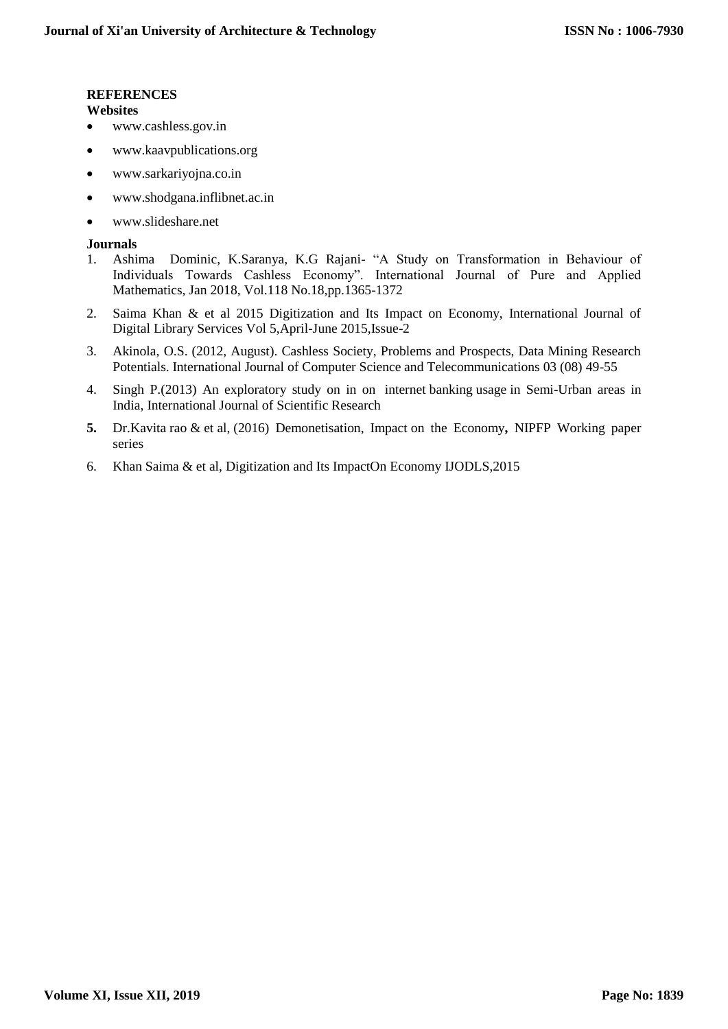**REFERENCES**

**Websites**

- www.cashless.gov.in
- www.kaavpublications.org
- www.sarkariyojna.co.in
- www.shodgana.inflibnet.ac.in
- www.slideshare.net

**Journals**

1. Ashima Dominic, K.Saranya, K.G Rajani- "A Study on Transformation in Behaviour of Individuals Towards Cashless Economy". International Journal of Pure and Applied Mathematics, Jan 2018, Vol.118 No.18,pp.1365-1372
2. Saima Khan & et al 2015 Digitization and Its Impact on Economy, International Journal of Digital Library Services Vol 5,April-June 2015,Issue-2
3. Akinola, O.S. (2012, August). Cashless Society, Problems and Prospects, Data Mining Research Potentials. International Journal of Computer Science and Telecommunications 03 (08) 49-55
4. Singh P.(2013) An exploratory study on in on internet banking usage in Semi-Urban areas in India, International Journal of Scientific Research
5. Dr.Kavita rao & et al, (2016) Demonetisation, Impact on the Economy, NIPFP Working paper series
6. Khan Saima & et al, Digitization and Its ImpactOn Economy IJODLS,2015